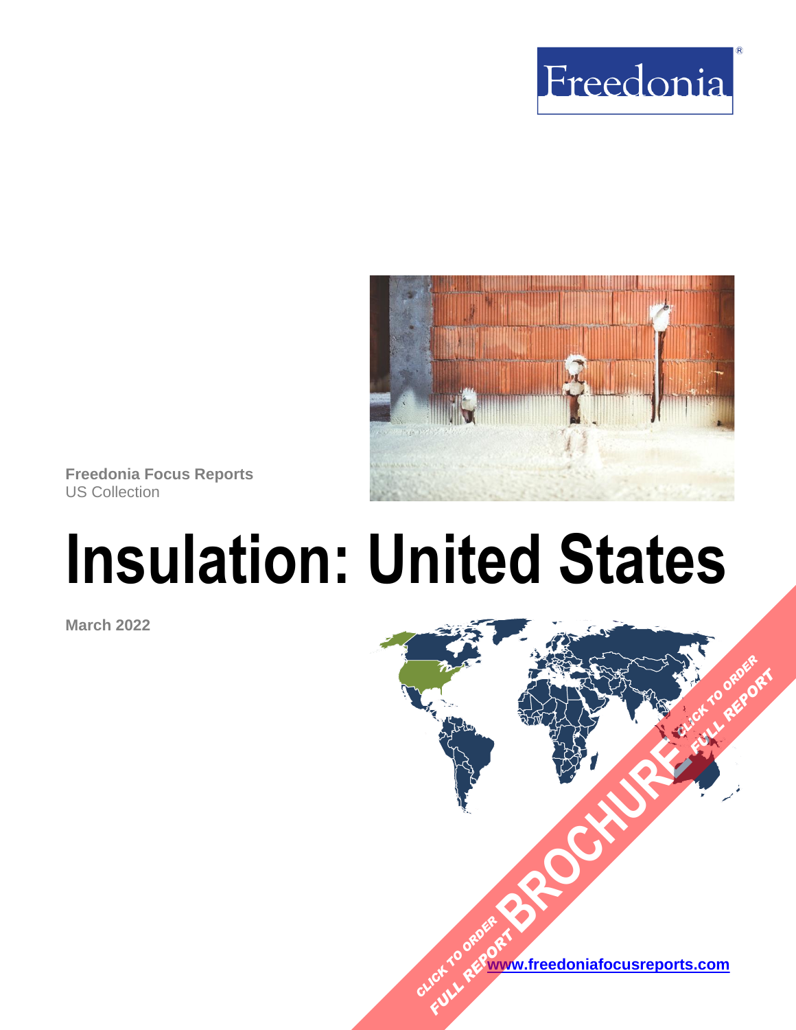Freedonia

Freedonia Focus Reports
US Collection

# Insulation: United States

March 2022

CLICK TO ORDER FULL REPORT BROCHURE

[www.freedoniafocusreports.com](http://www.freedoniafocusreports.com)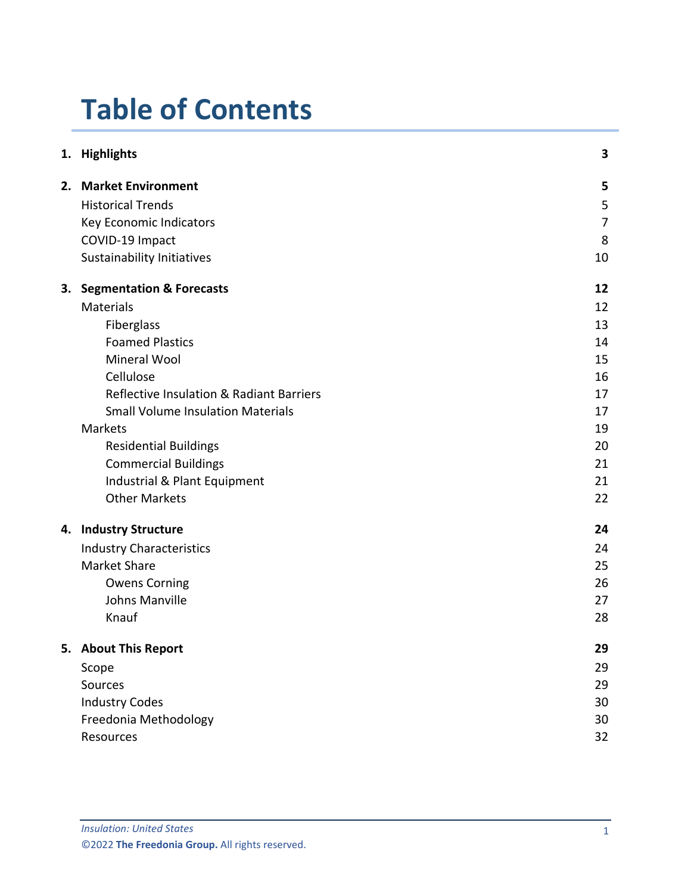# Table of Contents

| | | |
|---|---|---|
| **1.** | **Highlights** | **3** |
| **2.** | **Market Environment** | **5** |
| | Historical Trends | 5 |
| | Key Economic Indicators | 7 |
| | COVID-19 Impact | 8 |
| | Sustainability Initiatives | 10 |
| **3.** | **Segmentation & Forecasts** | **12** |
| | Materials | 12 |
| | Fiberglass | 13 |
| | Foamed Plastics | 14 |
| | Mineral Wool | 15 |
| | Cellulose | 16 |
| | Reflective Insulation & Radiant Barriers | 17 |
| | Small Volume Insulation Materials | 17 |
| | Markets | 19 |
| | Residential Buildings | 20 |
| | Commercial Buildings | 21 |
| | Industrial & Plant Equipment | 21 |
| | Other Markets | 22 |
| **4.** | **Industry Structure** | **24** |
| | Industry Characteristics | 24 |
| | Market Share | 25 |
| | Owens Corning | 26 |
| | Johns Manville | 27 |
| | Knauf | 28 |
| **5.** | **About This Report** | **29** |
| | Scope | 29 |
| | Sources | 29 |
| | Industry Codes | 30 |
| | Freedonia Methodology | 30 |
| | Resources | 32 |

*Insulation: United States*
©2022 **The Freedonia Group.** All rights reserved.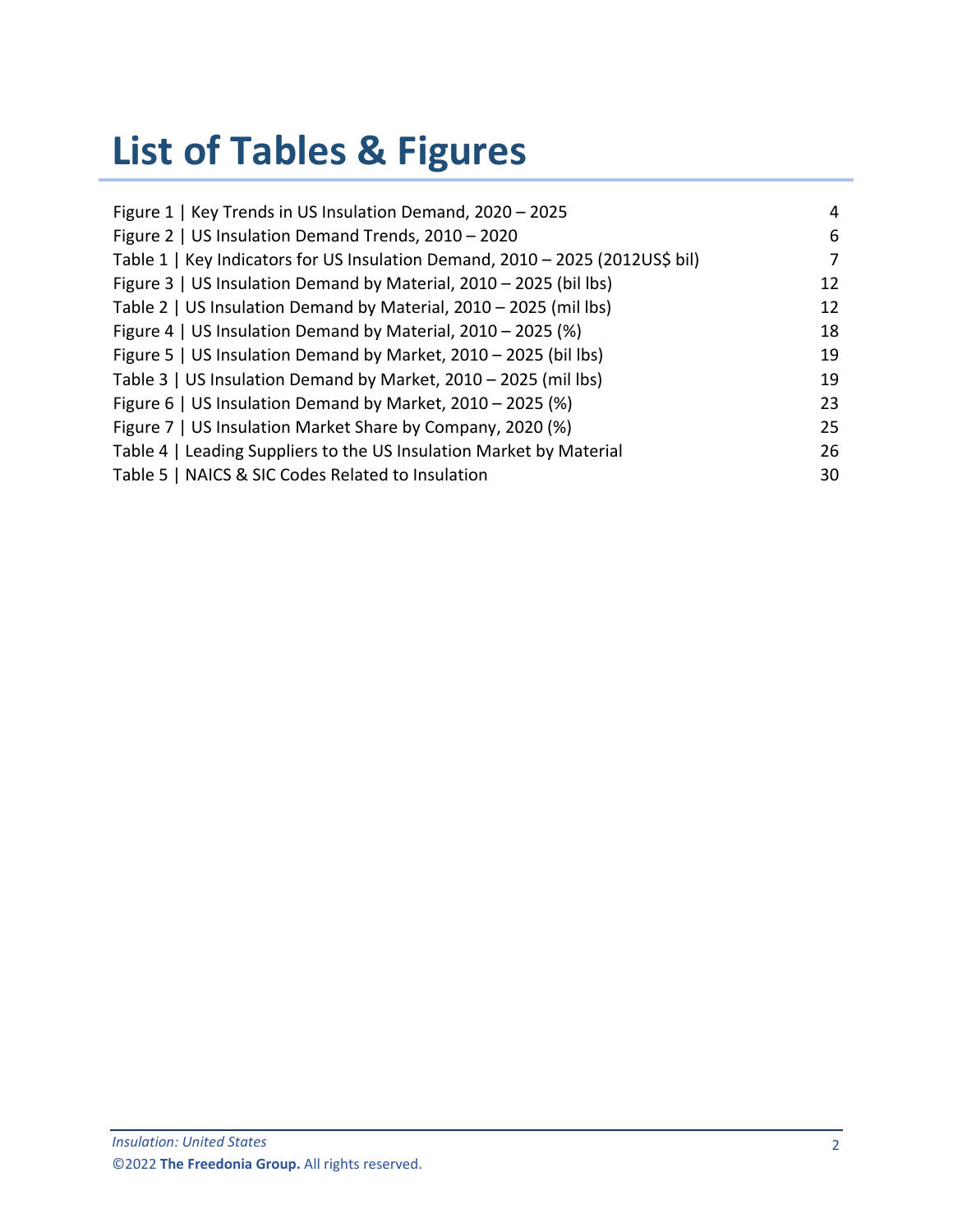# List of Tables & Figures

| | |
|---|---|
| Figure 1 \| Key Trends in US Insulation Demand, 2020 – 2025 | 4 |
| Figure 2 \| US Insulation Demand Trends, 2010 – 2020 | 6 |
| Table 1 \| Key Indicators for US Insulation Demand, 2010 – 2025 (2012US$ bil) | 7 |
| Figure 3 \| US Insulation Demand by Material, 2010 – 2025 (bil lbs) | 12 |
| Table 2 \| US Insulation Demand by Material, 2010 – 2025 (mil lbs) | 12 |
| Figure 4 \| US Insulation Demand by Material, 2010 – 2025 (%) | 18 |
| Figure 5 \| US Insulation Demand by Market, 2010 – 2025 (bil lbs) | 19 |
| Table 3 \| US Insulation Demand by Market, 2010 – 2025 (mil lbs) | 19 |
| Figure 6 \| US Insulation Demand by Market, 2010 – 2025 (%) | 23 |
| Figure 7 \| US Insulation Market Share by Company, 2020 (%) | 25 |
| Table 4 \| Leading Suppliers to the US Insulation Market by Material | 26 |
| Table 5 \| NAICS & SIC Codes Related to Insulation | 30 |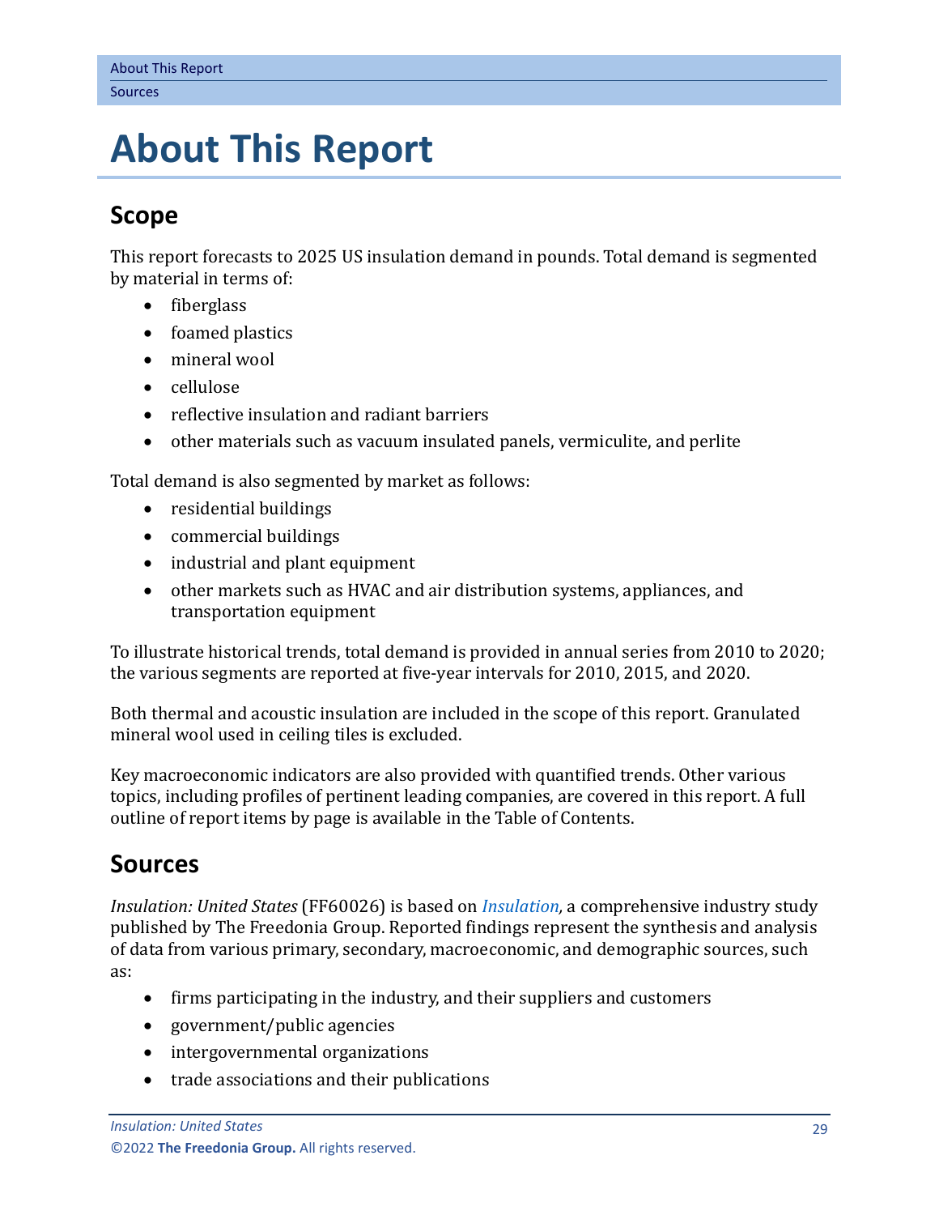# About This Report

## Scope

This report forecasts to 2025 US insulation demand in pounds. Total demand is segmented by material in terms of:

- fiberglass
- foamed plastics
- mineral wool
- cellulose
- reflective insulation and radiant barriers
- other materials such as vacuum insulated panels, vermiculite, and perlite

Total demand is also segmented by market as follows:

- residential buildings
- commercial buildings
- industrial and plant equipment
- other markets such as HVAC and air distribution systems, appliances, and transportation equipment

To illustrate historical trends, total demand is provided in annual series from 2010 to 2020; the various segments are reported at five-year intervals for 2010, 2015, and 2020.

Both thermal and acoustic insulation are included in the scope of this report. Granulated mineral wool used in ceiling tiles is excluded.

Key macroeconomic indicators are also provided with quantified trends. Other various topics, including profiles of pertinent leading companies, are covered in this report. A full outline of report items by page is available in the Table of Contents.

## Sources

*Insulation: United States* (FF60026) is based on *Insulation,* a comprehensive industry study published by The Freedonia Group. Reported findings represent the synthesis and analysis of data from various primary, secondary, macroeconomic, and demographic sources, such as:

- firms participating in the industry, and their suppliers and customers
- government/public agencies
- intergovernmental organizations
- trade associations and their publications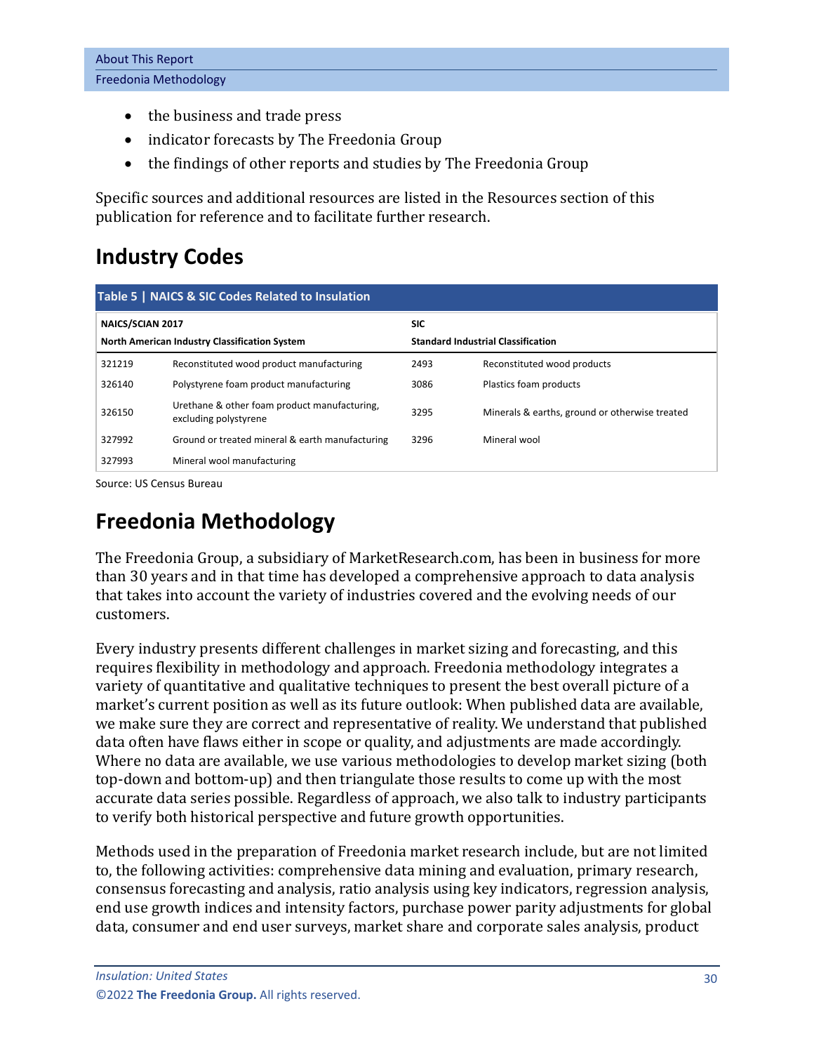- the business and trade press
- indicator forecasts by The Freedonia Group
- the findings of other reports and studies by The Freedonia Group

Specific sources and additional resources are listed in the Resources section of this publication for reference and to facilitate further research.

## Industry Codes

**Table 5 | NAICS & SIC Codes Related to Insulation**

| NAICS/SCIAN 2017<br>North American Industry Classification System | | SIC<br>Standard Industrial Classification | |
|---|---|---|---|
| 321219 | Reconstituted wood product manufacturing | 2493 | Reconstituted wood products |
| 326140 | Polystyrene foam product manufacturing | 3086 | Plastics foam products |
| 326150 | Urethane & other foam product manufacturing, excluding polystyrene | 3295 | Minerals & earths, ground or otherwise treated |
| 327992 | Ground or treated mineral & earth manufacturing | 3296 | Mineral wool |
| 327993 | Mineral wool manufacturing | | |

Source: US Census Bureau

## Freedonia Methodology

The Freedonia Group, a subsidiary of MarketResearch.com, has been in business for more than 30 years and in that time has developed a comprehensive approach to data analysis that takes into account the variety of industries covered and the evolving needs of our customers.

Every industry presents different challenges in market sizing and forecasting, and this requires flexibility in methodology and approach. Freedonia methodology integrates a variety of quantitative and qualitative techniques to present the best overall picture of a market's current position as well as its future outlook: When published data are available, we make sure they are correct and representative of reality. We understand that published data often have flaws either in scope or quality, and adjustments are made accordingly. Where no data are available, we use various methodologies to develop market sizing (both top-down and bottom-up) and then triangulate those results to come up with the most accurate data series possible. Regardless of approach, we also talk to industry participants to verify both historical perspective and future growth opportunities.

Methods used in the preparation of Freedonia market research include, but are not limited to, the following activities: comprehensive data mining and evaluation, primary research, consensus forecasting and analysis, ratio analysis using key indicators, regression analysis, end use growth indices and intensity factors, purchase power parity adjustments for global data, consumer and end user surveys, market share and corporate sales analysis, product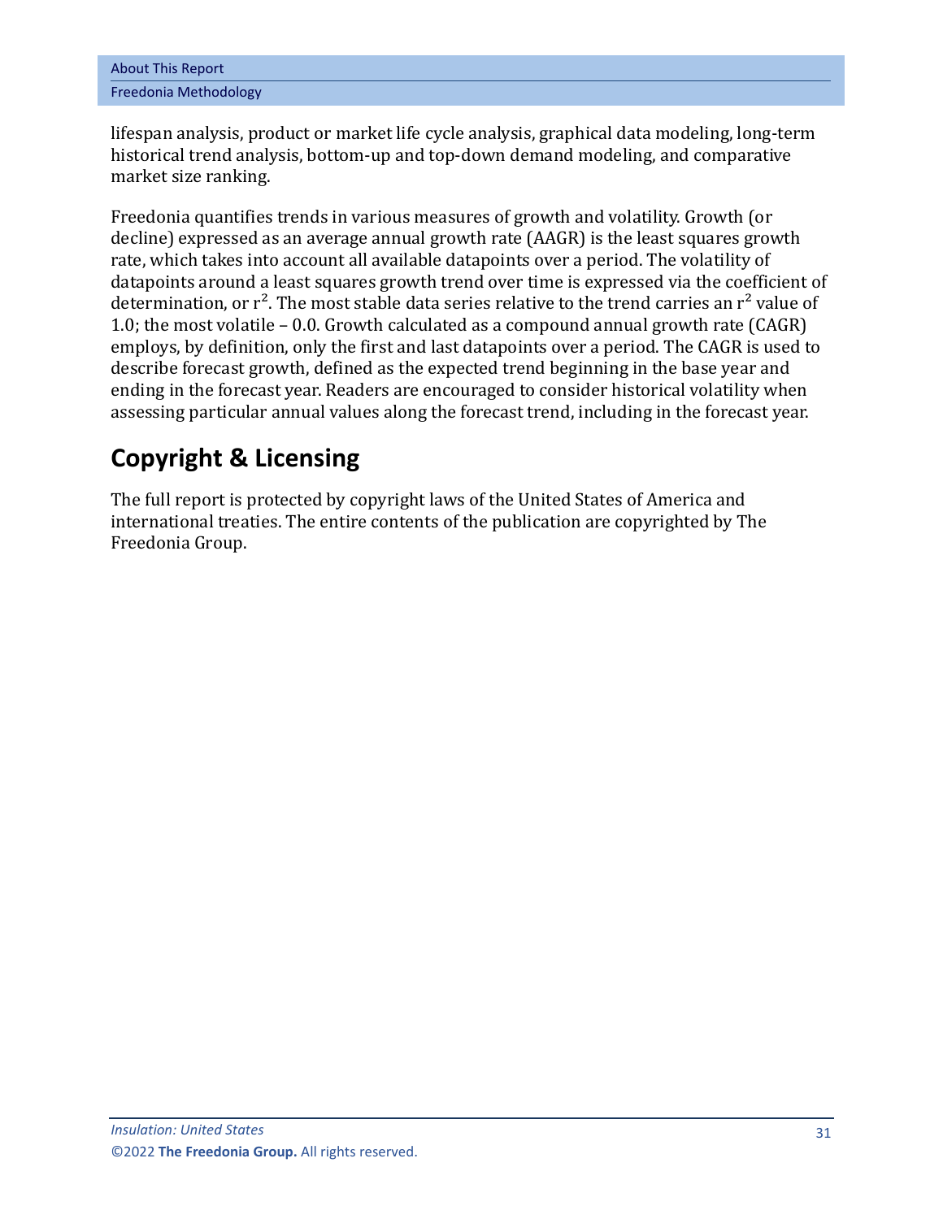lifespan analysis, product or market life cycle analysis, graphical data modeling, long-term historical trend analysis, bottom-up and top-down demand modeling, and comparative market size ranking.

Freedonia quantifies trends in various measures of growth and volatility. Growth (or decline) expressed as an average annual growth rate (AAGR) is the least squares growth rate, which takes into account all available datapoints over a period. The volatility of datapoints around a least squares growth trend over time is expressed via the coefficient of determination, or $r^2$. The most stable data series relative to the trend carries an $r^2$ value of 1.0; the most volatile – 0.0. Growth calculated as a compound annual growth rate (CAGR) employs, by definition, only the first and last datapoints over a period. The CAGR is used to describe forecast growth, defined as the expected trend beginning in the base year and ending in the forecast year. Readers are encouraged to consider historical volatility when assessing particular annual values along the forecast trend, including in the forecast year.

## Copyright & Licensing

The full report is protected by copyright laws of the United States of America and international treaties. The entire contents of the publication are copyrighted by The Freedonia Group.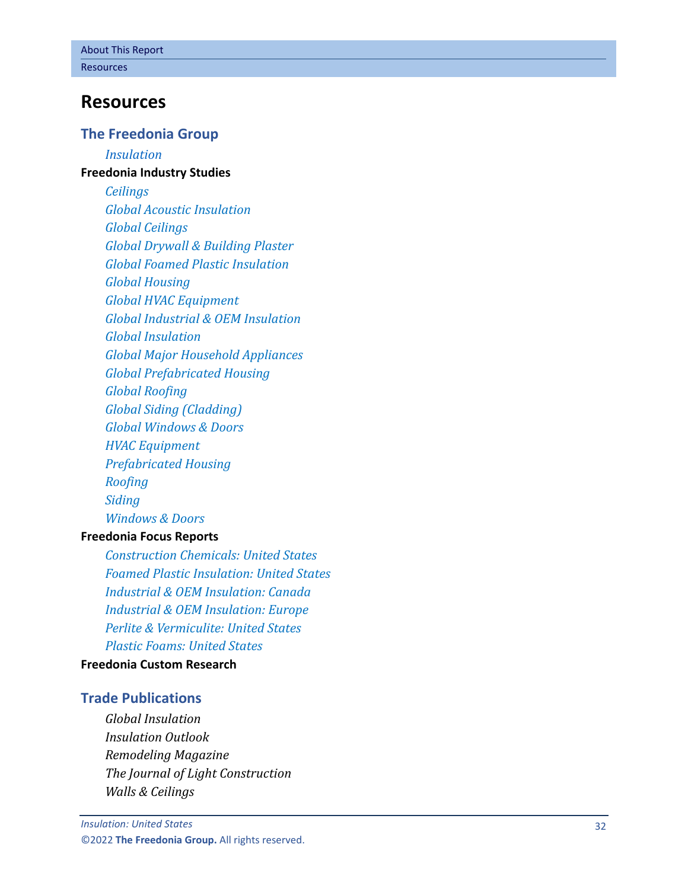# Resources

## The Freedonia Group

*Insulation*

**Freedonia Industry Studies**

*Ceilings*
*Global Acoustic Insulation*
*Global Ceilings*
*Global Drywall & Building Plaster*
*Global Foamed Plastic Insulation*
*Global Housing*
*Global HVAC Equipment*
*Global Industrial & OEM Insulation*
*Global Insulation*
*Global Major Household Appliances*
*Global Prefabricated Housing*
*Global Roofing*
*Global Siding (Cladding)*
*Global Windows & Doors*
*HVAC Equipment*
*Prefabricated Housing*
*Roofing*
*Siding*
*Windows & Doors*

**Freedonia Focus Reports**

*Construction Chemicals: United States*
*Foamed Plastic Insulation: United States*
*Industrial & OEM Insulation: Canada*
*Industrial & OEM Insulation: Europe*
*Perlite & Vermiculite: United States*
*Plastic Foams: United States*

**Freedonia Custom Research**

## Trade Publications

*Global Insulation*
*Insulation Outlook*
*Remodeling Magazine*
*The Journal of Light Construction*
*Walls & Ceilings*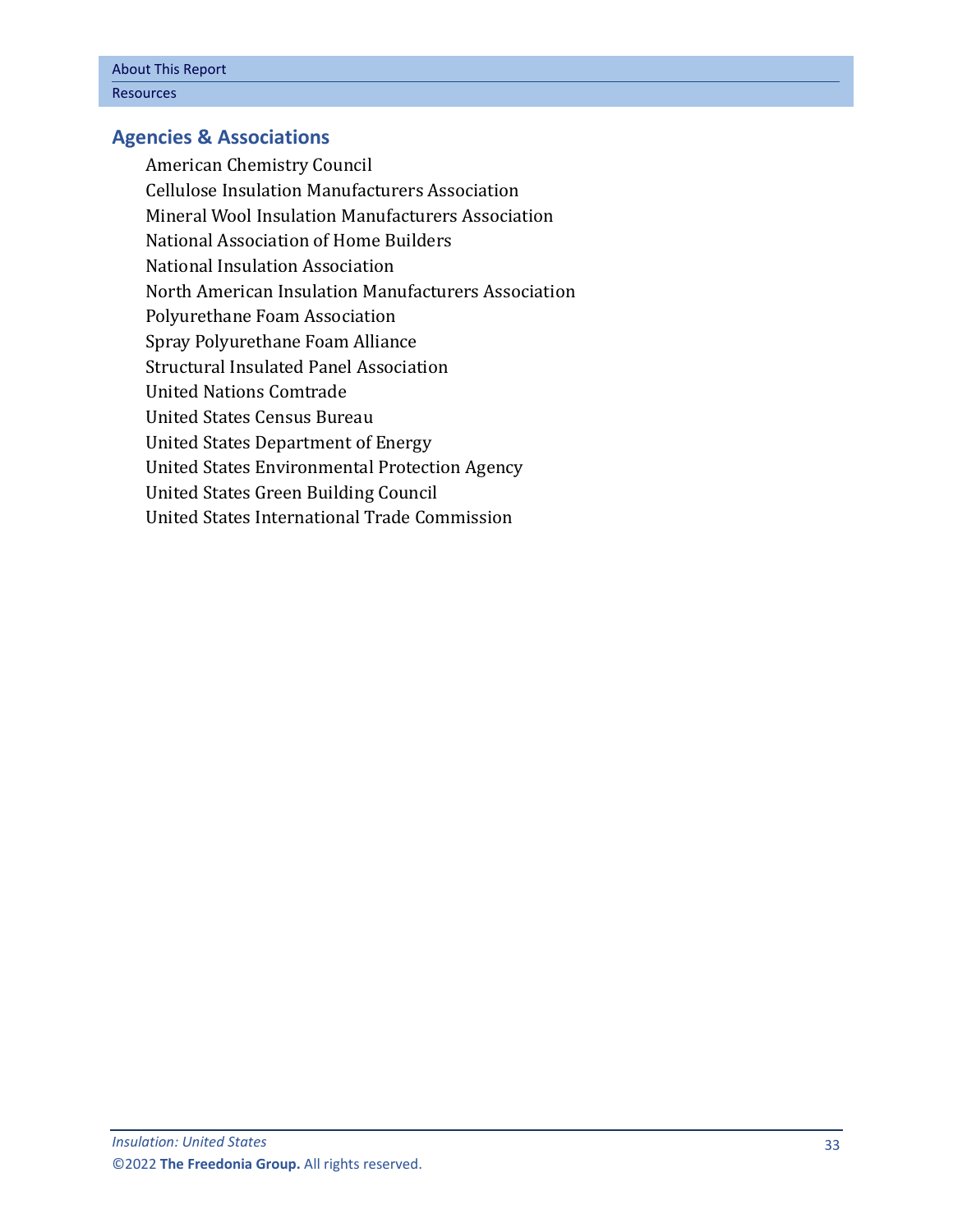## Agencies & Associations

American Chemistry Council
Cellulose Insulation Manufacturers Association
Mineral Wool Insulation Manufacturers Association
National Association of Home Builders
National Insulation Association
North American Insulation Manufacturers Association
Polyurethane Foam Association
Spray Polyurethane Foam Alliance
Structural Insulated Panel Association
United Nations Comtrade
United States Census Bureau
United States Department of Energy
United States Environmental Protection Agency
United States Green Building Council
United States International Trade Commission